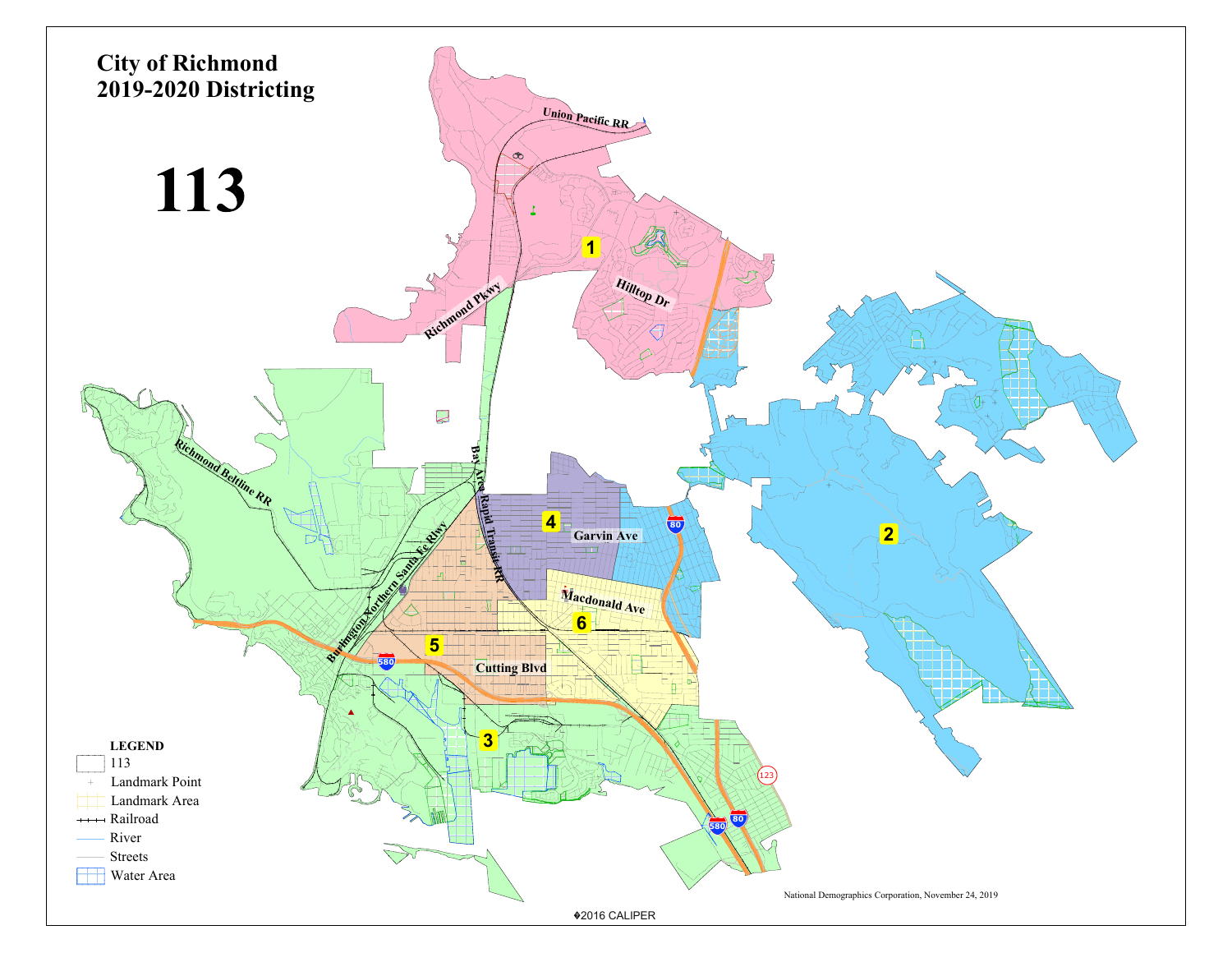# City of Richmond
## 2019-2020 Districting

# 113

Union Pacific RR

1

Hilltop Dr

Richmond Pkwy

2

Richmond Beltline RR

Bay Area Rapid Transit RR

4

Garvin Ave

80

Burlington Northern Santa Fe Rlwy

Macdonald Ave

6

5

580

Cutting Blvd

3

123

580

80

**LEGEND**

- 113
- Landmark Point
- Landmark Area
- Railroad
- River
- Streets
- Water Area

National Demographics Corporation, November 24, 2019

©2016 CALIPER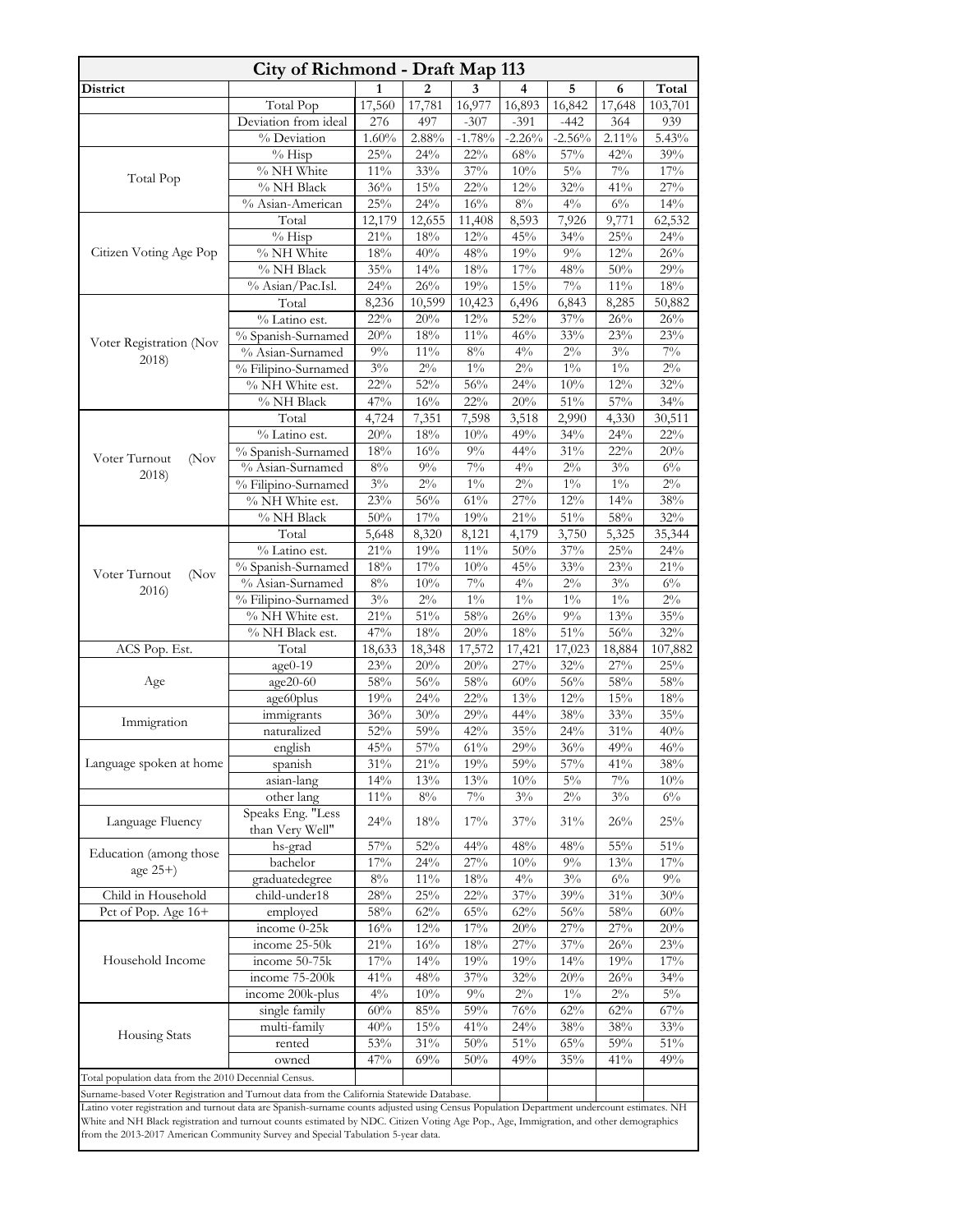# City of Richmond - Draft Map 113

| District | | 1 | 2 | 3 | 4 | 5 | 6 | Total |
|---|---|---|---|---|---|---|---|---|
| | Total Pop | 17,560 | 17,781 | 16,977 | 16,893 | 16,842 | 17,648 | 103,701 |
| | Deviation from ideal | 276 | 497 | -307 | -391 | -442 | 364 | 939 |
| | % Deviation | 1.60% | 2.88% | -1.78% | -2.26% | -2.56% | 2.11% | 5.43% |
| Total Pop | % Hisp | 25% | 24% | 22% | 68% | 57% | 42% | 39% |
| | % NH White | 11% | 33% | 37% | 10% | 5% | 7% | 17% |
| | % NH Black | 36% | 15% | 22% | 12% | 32% | 41% | 27% |
| | % Asian-American | 25% | 24% | 16% | 8% | 4% | 6% | 14% |
| Citizen Voting Age Pop | Total | 12,179 | 12,655 | 11,408 | 8,593 | 7,926 | 9,771 | 62,532 |
| | % Hisp | 21% | 18% | 12% | 45% | 34% | 25% | 24% |
| | % NH White | 18% | 40% | 48% | 19% | 9% | 12% | 26% |
| | % NH Black | 35% | 14% | 18% | 17% | 48% | 50% | 29% |
| | % Asian/Pac.Isl. | 24% | 26% | 19% | 15% | 7% | 11% | 18% |
| Voter Registration (Nov 2018) | Total | 8,236 | 10,599 | 10,423 | 6,496 | 6,843 | 8,285 | 50,882 |
| | % Latino est. | 22% | 20% | 12% | 52% | 37% | 26% | 26% |
| | % Spanish-Surnamed | 20% | 18% | 11% | 46% | 33% | 23% | 23% |
| | % Asian-Surnamed | 9% | 11% | 8% | 4% | 2% | 3% | 7% |
| | % Filipino-Surnamed | 3% | 2% | 1% | 2% | 1% | 1% | 2% |
| | % NH White est. | 22% | 52% | 56% | 24% | 10% | 12% | 32% |
| | % NH Black | 47% | 16% | 22% | 20% | 51% | 57% | 34% |
| Voter Turnout (Nov 2018) | Total | 4,724 | 7,351 | 7,598 | 3,518 | 2,990 | 4,330 | 30,511 |
| | % Latino est. | 20% | 18% | 10% | 49% | 34% | 24% | 22% |
| | % Spanish-Surnamed | 18% | 16% | 9% | 44% | 31% | 22% | 20% |
| | % Asian-Surnamed | 8% | 9% | 7% | 4% | 2% | 3% | 6% |
| | % Filipino-Surnamed | 3% | 2% | 1% | 2% | 1% | 1% | 2% |
| | % NH White est. | 23% | 56% | 61% | 27% | 12% | 14% | 38% |
| | % NH Black | 50% | 17% | 19% | 21% | 51% | 58% | 32% |
| Voter Turnout (Nov 2016) | Total | 5,648 | 8,320 | 8,121 | 4,179 | 3,750 | 5,325 | 35,344 |
| | % Latino est. | 21% | 19% | 11% | 50% | 37% | 25% | 24% |
| | % Spanish-Surnamed | 18% | 17% | 10% | 45% | 33% | 23% | 21% |
| | % Asian-Surnamed | 8% | 10% | 7% | 4% | 2% | 3% | 6% |
| | % Filipino-Surnamed | 3% | 2% | 1% | 1% | 1% | 1% | 2% |
| | % NH White est. | 21% | 51% | 58% | 26% | 9% | 13% | 35% |
| | % NH Black est. | 47% | 18% | 20% | 18% | 51% | 56% | 32% |
| ACS Pop. Est. | Total | 18,633 | 18,348 | 17,572 | 17,421 | 17,023 | 18,884 | 107,882 |
| Age | age0-19 | 23% | 20% | 20% | 27% | 32% | 27% | 25% |
| | age20-60 | 58% | 56% | 58% | 60% | 56% | 58% | 58% |
| | age60plus | 19% | 24% | 22% | 13% | 12% | 15% | 18% |
| Immigration | immigrants | 36% | 30% | 29% | 44% | 38% | 33% | 35% |
| | naturalized | 52% | 59% | 42% | 35% | 24% | 31% | 40% |
| Language spoken at home | english | 45% | 57% | 61% | 29% | 36% | 49% | 46% |
| | spanish | 31% | 21% | 19% | 59% | 57% | 41% | 38% |
| | asian-lang | 14% | 13% | 13% | 10% | 5% | 7% | 10% |
| | other lang | 11% | 8% | 7% | 3% | 2% | 3% | 6% |
| Language Fluency | Speaks Eng. "Less than Very Well" | 24% | 18% | 17% | 37% | 31% | 26% | 25% |
| Education (among those age 25+) | hs-grad | 57% | 52% | 44% | 48% | 48% | 55% | 51% |
| | bachelor | 17% | 24% | 27% | 10% | 9% | 13% | 17% |
| | graduatedegree | 8% | 11% | 18% | 4% | 3% | 6% | 9% |
| Child in Household | child-under18 | 28% | 25% | 22% | 37% | 39% | 31% | 30% |
| Pct of Pop. Age 16+ | employed | 58% | 62% | 65% | 62% | 56% | 58% | 60% |
| Household Income | income 0-25k | 16% | 12% | 17% | 20% | 27% | 27% | 20% |
| | income 25-50k | 21% | 16% | 18% | 27% | 37% | 26% | 23% |
| | income 50-75k | 17% | 14% | 19% | 19% | 14% | 19% | 17% |
| | income 75-200k | 41% | 48% | 37% | 32% | 20% | 26% | 34% |
| | income 200k-plus | 4% | 10% | 9% | 2% | 1% | 2% | 5% |
| Housing Stats | single family | 60% | 85% | 59% | 76% | 62% | 62% | 67% |
| | multi-family | 40% | 15% | 41% | 24% | 38% | 38% | 33% |
| | rented | 53% | 31% | 50% | 51% | 65% | 59% | 51% |
| | owned | 47% | 69% | 50% | 49% | 35% | 41% | 49% |

Total population data from the 2010 Decennial Census.

Surname-based Voter Registration and Turnout data from the California Statewide Database.

Latino voter registration and turnout data are Spanish-surname counts adjusted using Census Population Department undercount estimates. NH White and NH Black registration and turnout counts estimated by NDC. Citizen Voting Age Pop., Age, Immigration, and other demographics from the 2013-2017 American Community Survey and Special Tabulation 5-year data.